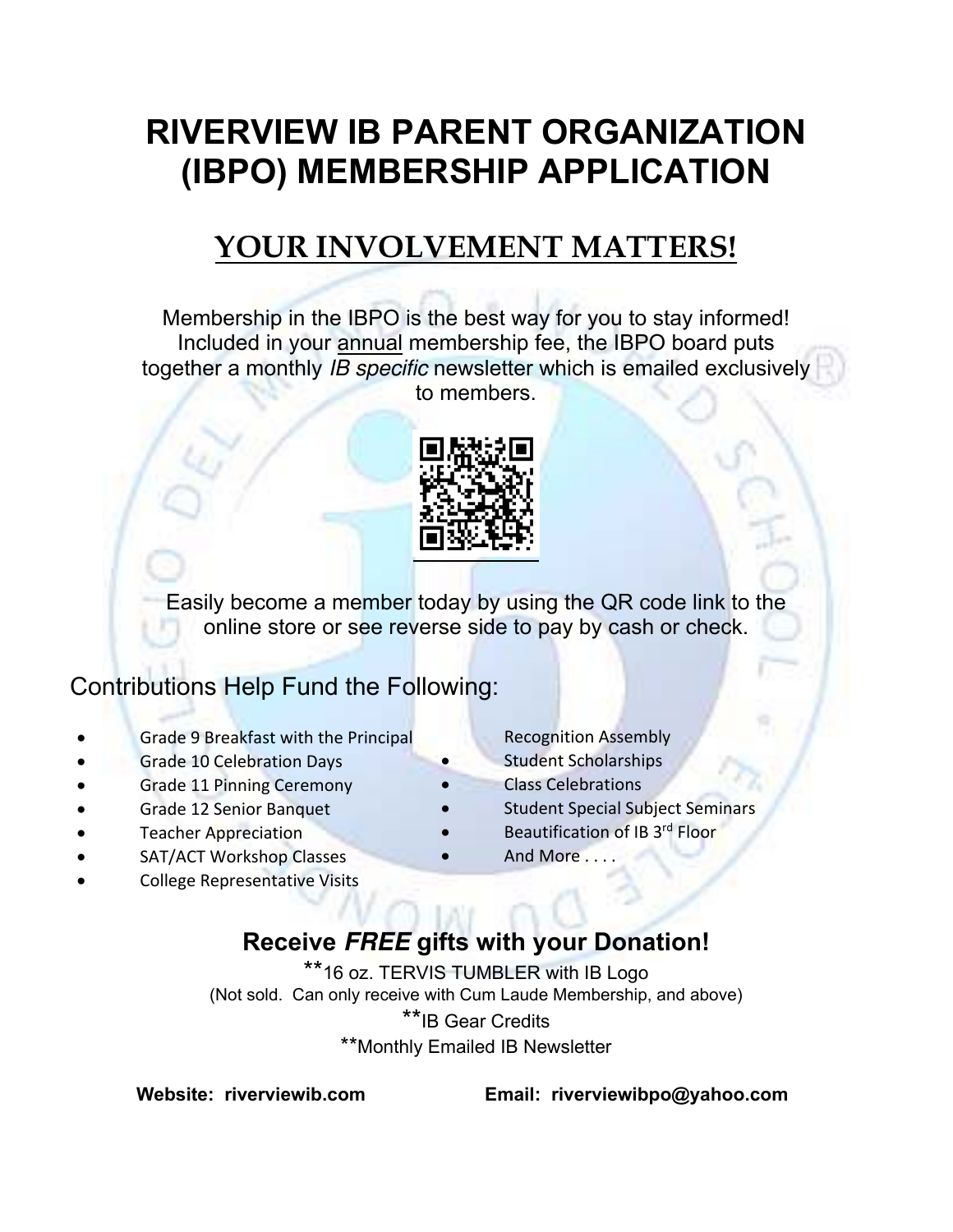# RIVERVIEW IB PARENT ORGANIZATION (IBPO) MEMBERSHIP APPLICATION

## YOUR INVOLVEMENT MATTERS!

Membership in the IBPO is the best way for you to stay informed! Included in your annual membership fee, the IBPO board puts together a monthly *IB specific* newsletter which is emailed exclusively to members.

Easily become a member today by using the QR code link to the online store or see reverse side to pay by cash or check.

### Contributions Help Fund the Following:

- Grade 9 Breakfast with the Principal
- Grade 10 Celebration Days
- Grade 11 Pinning Ceremony
- Grade 12 Senior Banquet
- Teacher Appreciation
- SAT/ACT Workshop Classes
- College Representative Visits
- Recognition Assembly
- Student Scholarships
- Class Celebrations
- Student Special Subject Seminars
- Beautification of IB 3rd Floor
- And More . . . .

### Receive *FREE* gifts with your Donation!

**16 oz. TERVIS TUMBLER with IB Logo
(Not sold. Can only receive with Cum Laude Membership, and above)

**IB Gear Credits

**Monthly Emailed IB Newsletter

**Website: riverviewib.com** **Email: riverviewibpo@yahoo.com**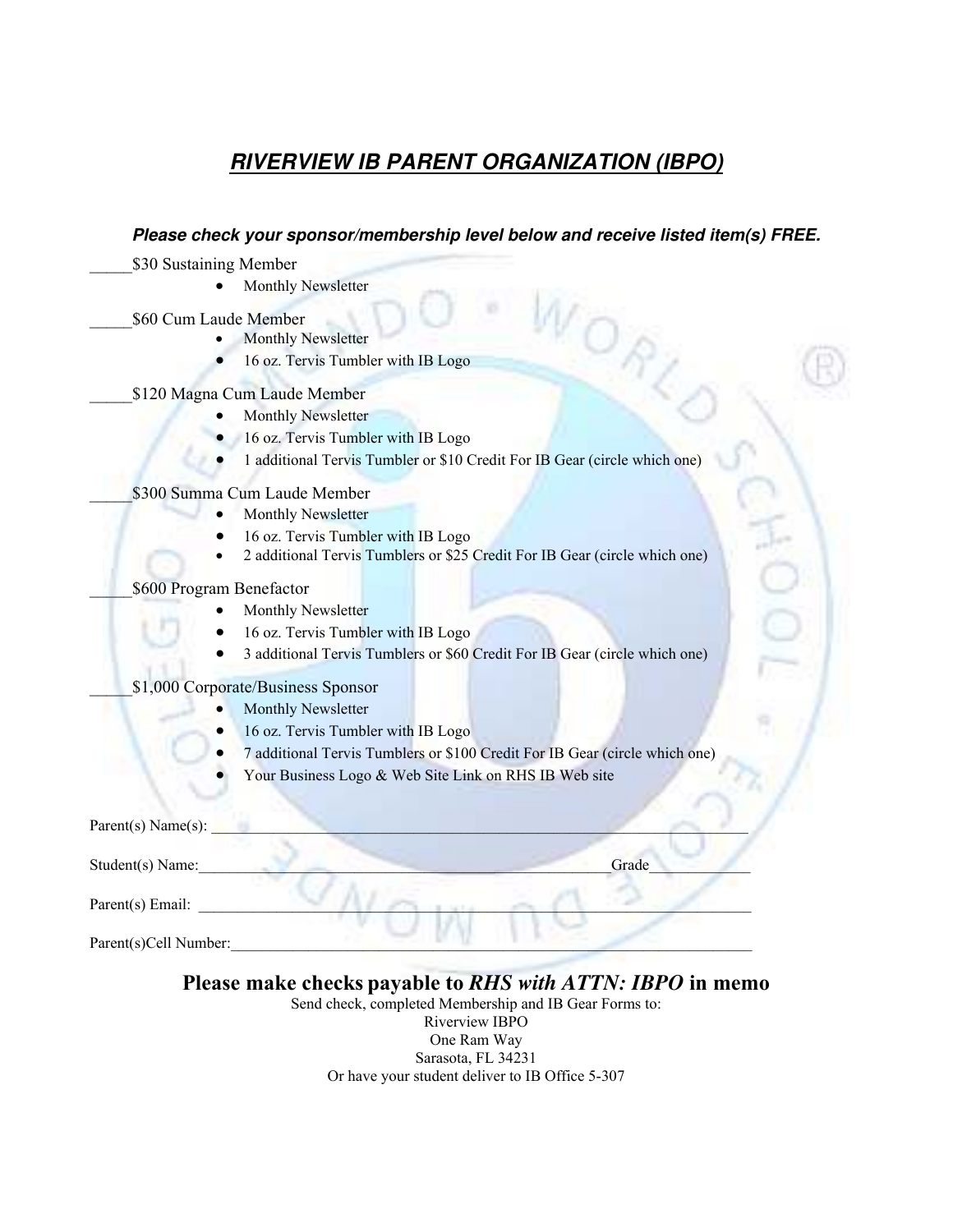# *RIVERVIEW IB PARENT ORGANIZATION (IBPO)*

***Please check your sponsor/membership level below and receive listed item(s) FREE.***

_____$30 Sustaining Member

- Monthly Newsletter

_____$60 Cum Laude Member

- Monthly Newsletter
- 16 oz. Tervis Tumbler with IB Logo

_____$120 Magna Cum Laude Member

- Monthly Newsletter
- 16 oz. Tervis Tumbler with IB Logo
- 1 additional Tervis Tumbler or $10 Credit For IB Gear (circle which one)

_____$300 Summa Cum Laude Member

- Monthly Newsletter
- 16 oz. Tervis Tumbler with IB Logo
- 2 additional Tervis Tumblers or $25 Credit For IB Gear (circle which one)

_____$600 Program Benefactor

- Monthly Newsletter
- 16 oz. Tervis Tumbler with IB Logo
- 3 additional Tervis Tumblers or $60 Credit For IB Gear (circle which one)

_____$1,000 Corporate/Business Sponsor

- Monthly Newsletter
- 16 oz. Tervis Tumbler with IB Logo
- 7 additional Tervis Tumblers or $100 Credit For IB Gear (circle which one)
- Your Business Logo & Web Site Link on RHS IB Web site

Parent(s) Name(s): ______________________________________________________________________

Student(s) Name:_______________________________________________________Grade____________

Parent(s) Email: ______________________________________________________________________

Parent(s)Cell Number:___________________________________________________________________

**Please make checks payable to *RHS with ATTN: IBPO* in memo**

Send check, completed Membership and IB Gear Forms to:
Riverview IBPO
One Ram Way
Sarasota, FL 34231
Or have your student deliver to IB Office 5-307